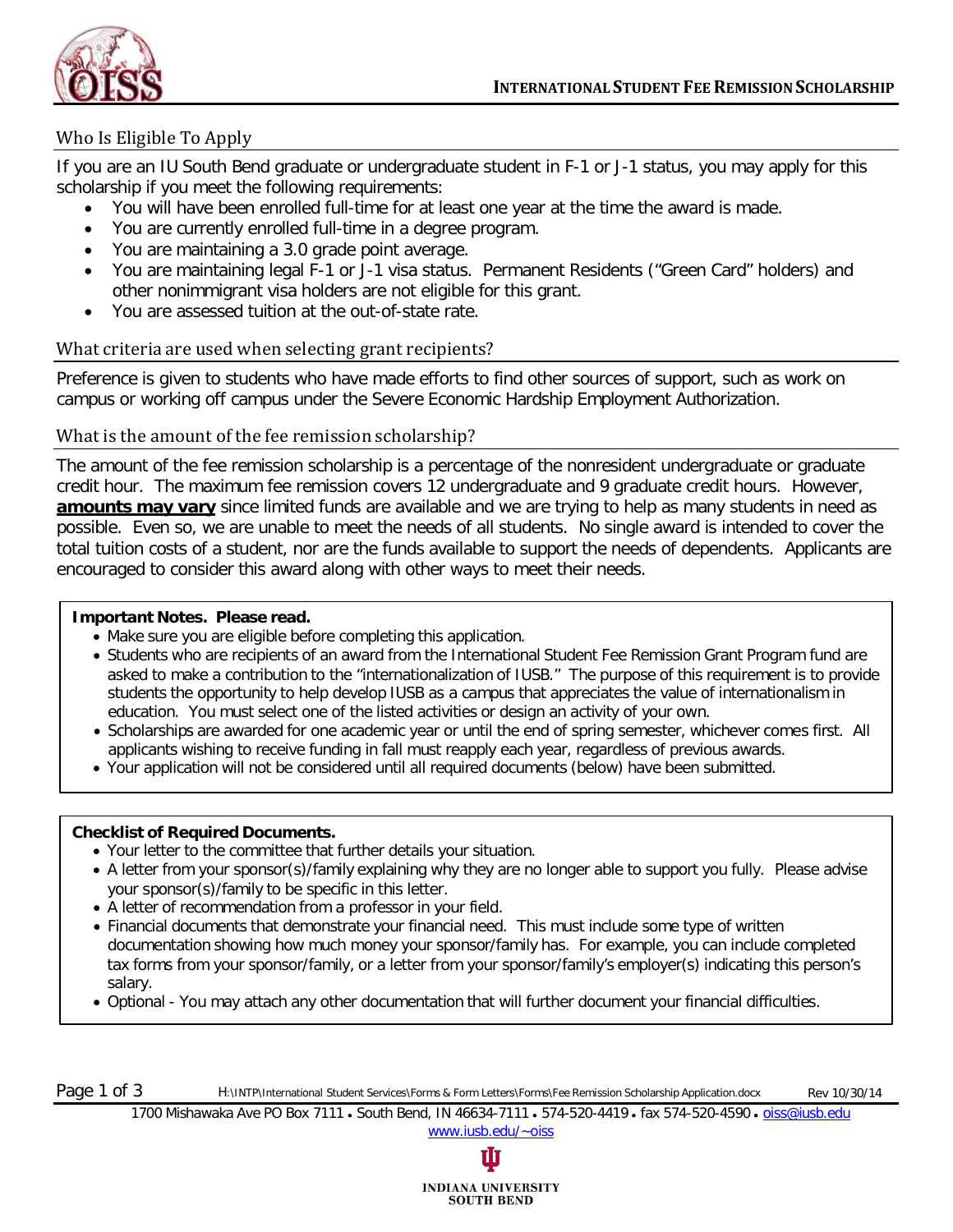# INTERNATIONAL STUDENT FEE REMISSION SCHOLARSHIP

## Who Is Eligible To Apply

If you are an IU South Bend graduate or undergraduate student in F-1 or J-1 status, you may apply for this scholarship if you meet the following requirements:

- You will have been enrolled full-time for at least one year at the time the award is made.
- You are currently enrolled full-time in a degree program.
- You are maintaining a 3.0 grade point average.
- You are maintaining legal F-1 or J-1 visa status. Permanent Residents ("Green Card" holders) and other nonimmigrant visa holders are not eligible for this grant.
- You are assessed tuition at the out-of-state rate.

## What criteria are used when selecting grant recipients?

Preference is given to students who have made efforts to find other sources of support, such as work on campus or working off campus under the Severe Economic Hardship Employment Authorization.

## What is the amount of the fee remission scholarship?

The amount of the fee remission scholarship is a percentage of the nonresident undergraduate or graduate credit hour. The maximum fee remission covers 12 undergraduate and 9 graduate credit hours. However, **amounts may vary** since limited funds are available and we are trying to help as many students in need as possible. Even so, we are unable to meet the needs of all students. No single award is intended to cover the total tuition costs of a student, nor are the funds available to support the needs of dependents. Applicants are encouraged to consider this award along with other ways to meet their needs.

**Important Notes. Please read.**

- Make sure you are eligible before completing this application.
- Students who are recipients of an award from the International Student Fee Remission Grant Program fund are asked to make a contribution to the "internationalization of IUSB." The purpose of this requirement is to provide students the opportunity to help develop IUSB as a campus that appreciates the value of internationalism in education. You must select one of the listed activities or design an activity of your own.
- Scholarships are awarded for one academic year or until the end of spring semester, whichever comes first. All applicants wishing to receive funding in fall must reapply each year, regardless of previous awards.
- Your application will not be considered until all required documents (below) have been submitted.

**Checklist of Required Documents.**

- Your letter to the committee that further details your situation.
- A letter from your sponsor(s)/family explaining why they are no longer able to support you fully. Please advise your sponsor(s)/family to be specific in this letter.
- A letter of recommendation from a professor in your field.
- Financial documents that demonstrate your financial need. This must include some type of written documentation showing how much money your sponsor/family has. For example, you can include completed tax forms from your sponsor/family, or a letter from your sponsor/family's employer(s) indicating this person's salary.
- Optional - You may attach any other documentation that will further document your financial difficulties.

1700 Mishawaka Ave PO Box 7111 • South Bend, IN 46634-7111 • 574-520-4419 • fax 574-520-4590 • oiss@iusb.edu
www.iusb.edu/~oiss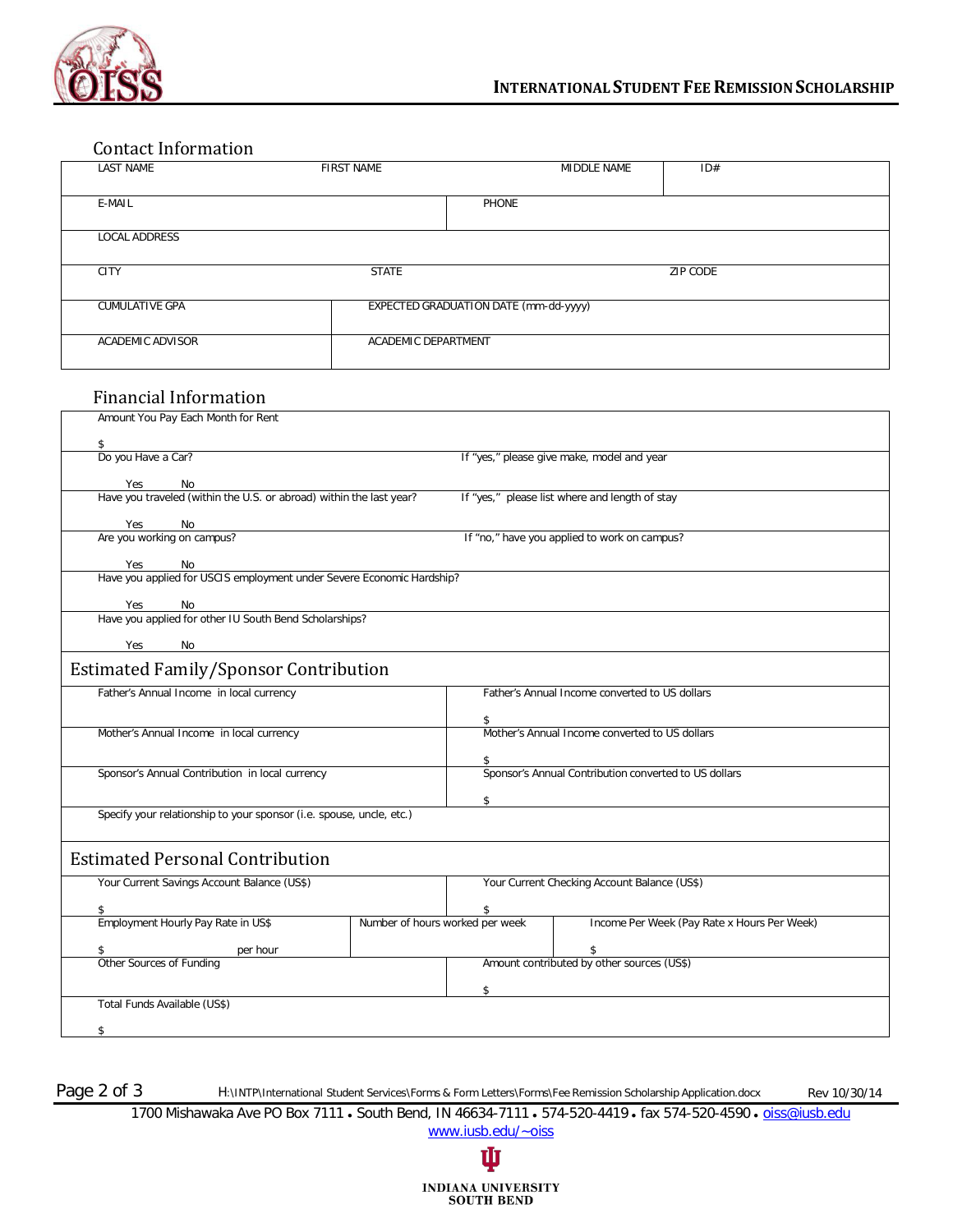**INTERNATIONAL STUDENT FEE REMISSION SCHOLARSHIP**

## Contact Information

| LAST NAME | FIRST NAME | MIDDLE NAME | ID# |
|---|---|---|---|
| E-MAIL | | PHONE | |
| LOCAL ADDRESS | | | |
| CITY | STATE | | ZIP CODE |
| CUMULATIVE GPA | EXPECTED GRADUATION DATE (mm-dd-yyyy) | | |
| ACADEMIC ADVISOR | ACADEMIC DEPARTMENT | | |

## Financial Information

| | |
|---|---|
| Amount You Pay Each Month for Rent<br>$ | |
| Do you Have a Car?<br>Yes No | If "yes," please give make, model and year |
| Have you traveled (within the U.S. or abroad) within the last year?<br>Yes No | If "yes," please list where and length of stay |
| Are you working on campus?<br>Yes No | If "no," have you applied to work on campus? |
| Have you applied for USCIS employment under Severe Economic Hardship?<br>Yes No | |
| Have you applied for other IU South Bend Scholarships?<br>Yes No | |

## Estimated Family/Sponsor Contribution

| | |
|---|---|
| Father's Annual Income in local currency | Father's Annual Income converted to US dollars<br>$ |
| Mother's Annual Income in local currency | Mother's Annual Income converted to US dollars<br>$ |
| Sponsor's Annual Contribution in local currency | Sponsor's Annual Contribution converted to US dollars<br>$ |
| Specify your relationship to your sponsor (i.e. spouse, uncle, etc.) | |

## Estimated Personal Contribution

| | | |
|---|---|---|
| Your Current Savings Account Balance (US$)<br>$ | Your Current Checking Account Balance (US$)<br>$ | |
| Employment Hourly Pay Rate in US$<br>$ per hour | Number of hours worked per week | Income Per Week (Pay Rate x Hours Per Week)<br>$ |
| Other Sources of Funding | Amount contributed by other sources (US$)<br>$ | |
| Total Funds Available (US$)<br>$ | | |

H:\INTP\International Student Services\Forms & Form Letters\Forms\Fee Remission Scholarship Application.docx Rev 10/30/14

1700 Mishawaka Ave PO Box 7111 • South Bend, IN 46634-7111 • 574-520-4419 • fax 574-520-4590 • oiss@iusb.edu
www.iusb.edu/~oiss

INDIANA UNIVERSITY
SOUTH BEND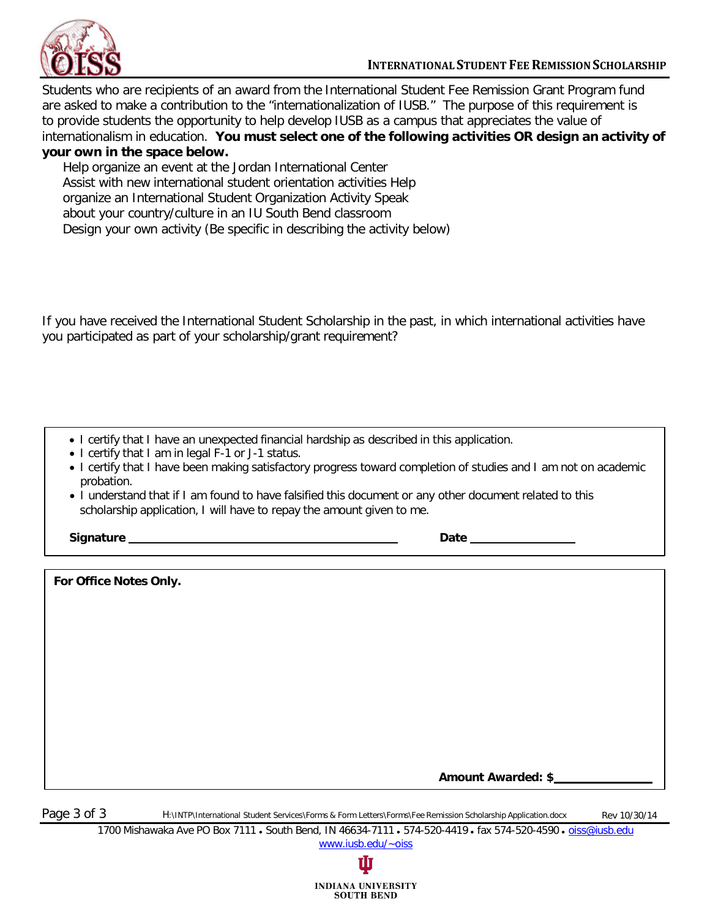## INTERNATIONAL STUDENT FEE REMISSION SCHOLARSHIP

Students who are recipients of an award from the International Student Fee Remission Grant Program fund are asked to make a contribution to the "internationalization of IUSB." The purpose of this requirement is to provide students the opportunity to help develop IUSB as a campus that appreciates the value of internationalism in education. **You must select one of the following activities OR design an activity of your own in the space below.**

- Help organize an event at the Jordan International Center
- Assist with new international student orientation activities
- Help organize an International Student Organization Activity
- Speak about your country/culture in an IU South Bend classroom
- Design your own activity (Be specific in describing the activity below)

If you have received the International Student Scholarship in the past, in which international activities have you participated as part of your scholarship/grant requirement?

- I certify that I have an unexpected financial hardship as described in this application.
- I certify that I am in legal F-1 or J-1 status.
- I certify that I have been making satisfactory progress toward completion of studies and I am not on academic probation.
- I understand that if I am found to have falsified this document or any other document related to this scholarship application, I will have to repay the amount given to me.

**Signature** ______________________________ **Date** ______________

**For Office Notes Only.**

**Amount Awarded: $**______________

H:\INTP\International Student Services\Forms & Form Letters\Forms\Fee Remission Scholarship Application.docx Rev 10/30/14

1700 Mishawaka Ave PO Box 7111 • South Bend, IN 46634-7111 • 574-520-4419 • fax 574-520-4590 • oiss@iusb.edu
www.iusb.edu/~oiss

INDIANA UNIVERSITY SOUTH BEND